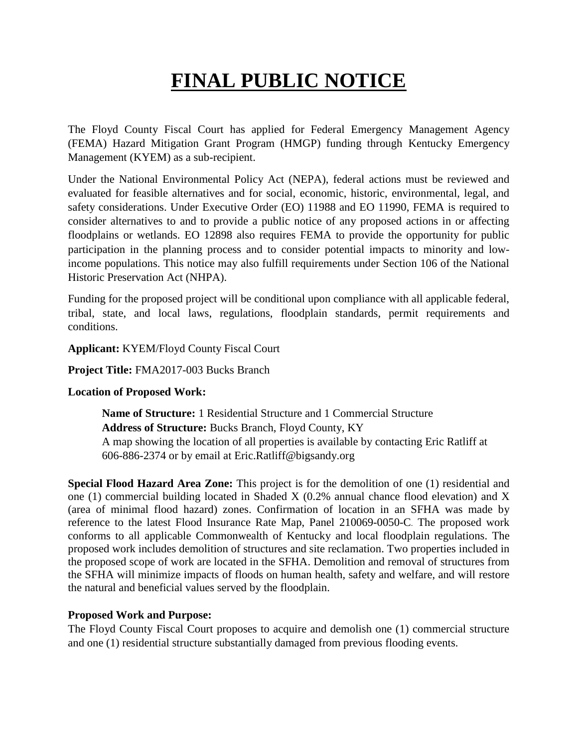# FINAL PUBLIC NOTICE

The Floyd County Fiscal Court has applied for Federal Emergency Management Agency (FEMA) Hazard Mitigation Grant Program (HMGP) funding through Kentucky Emergency Management (KYEM) as a sub-recipient.

Under the National Environmental Policy Act (NEPA), federal actions must be reviewed and evaluated for feasible alternatives and for social, economic, historic, environmental, legal, and safety considerations. Under Executive Order (EO) 11988 and EO 11990, FEMA is required to consider alternatives to and to provide a public notice of any proposed actions in or affecting floodplains or wetlands. EO 12898 also requires FEMA to provide the opportunity for public participation in the planning process and to consider potential impacts to minority and low-income populations. This notice may also fulfill requirements under Section 106 of the National Historic Preservation Act (NHPA).

Funding for the proposed project will be conditional upon compliance with all applicable federal, tribal, state, and local laws, regulations, floodplain standards, permit requirements and conditions.

**Applicant:** KYEM/Floyd County Fiscal Court

**Project Title:** FMA2017-003 Bucks Branch

**Location of Proposed Work:**

> **Name of Structure:** 1 Residential Structure and 1 Commercial Structure
> **Address of Structure:** Bucks Branch, Floyd County, KY
> A map showing the location of all properties is available by contacting Eric Ratliff at 606-886-2374 or by email at Eric.Ratliff@bigsandy.org

**Special Flood Hazard Area Zone:** This project is for the demolition of one (1) residential and one (1) commercial building located in Shaded X (0.2% annual chance flood elevation) and X (area of minimal flood hazard) zones. Confirmation of location in an SFHA was made by reference to the latest Flood Insurance Rate Map, Panel 210069-0050-C. The proposed work conforms to all applicable Commonwealth of Kentucky and local floodplain regulations. The proposed work includes demolition of structures and site reclamation. Two properties included in the proposed scope of work are located in the SFHA. Demolition and removal of structures from the SFHA will minimize impacts of floods on human health, safety and welfare, and will restore the natural and beneficial values served by the floodplain.

**Proposed Work and Purpose:**
The Floyd County Fiscal Court proposes to acquire and demolish one (1) commercial structure and one (1) residential structure substantially damaged from previous flooding events.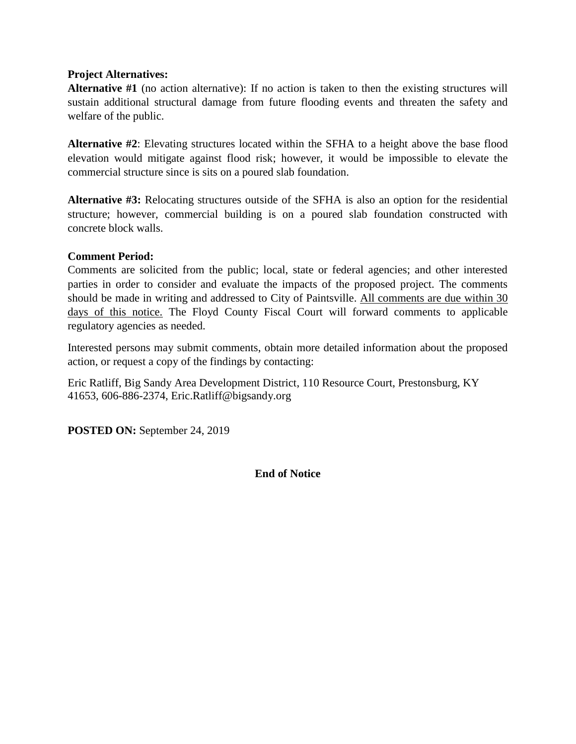**Project Alternatives:**

**Alternative #1** (no action alternative): If no action is taken to then the existing structures will sustain additional structural damage from future flooding events and threaten the safety and welfare of the public.

**Alternative #2**: Elevating structures located within the SFHA to a height above the base flood elevation would mitigate against flood risk; however, it would be impossible to elevate the commercial structure since is sits on a poured slab foundation.

**Alternative #3:** Relocating structures outside of the SFHA is also an option for the residential structure; however, commercial building is on a poured slab foundation constructed with concrete block walls.

**Comment Period:**

Comments are solicited from the public; local, state or federal agencies; and other interested parties in order to consider and evaluate the impacts of the proposed project. The comments should be made in writing and addressed to City of Paintsville. <u>All comments are due within 30 days of this notice.</u> The Floyd County Fiscal Court will forward comments to applicable regulatory agencies as needed.

Interested persons may submit comments, obtain more detailed information about the proposed action, or request a copy of the findings by contacting:

Eric Ratliff, Big Sandy Area Development District, 110 Resource Court, Prestonsburg, KY 41653, 606-886-2374, Eric.Ratliff@bigsandy.org

**POSTED ON:** September 24, 2019

**End of Notice**